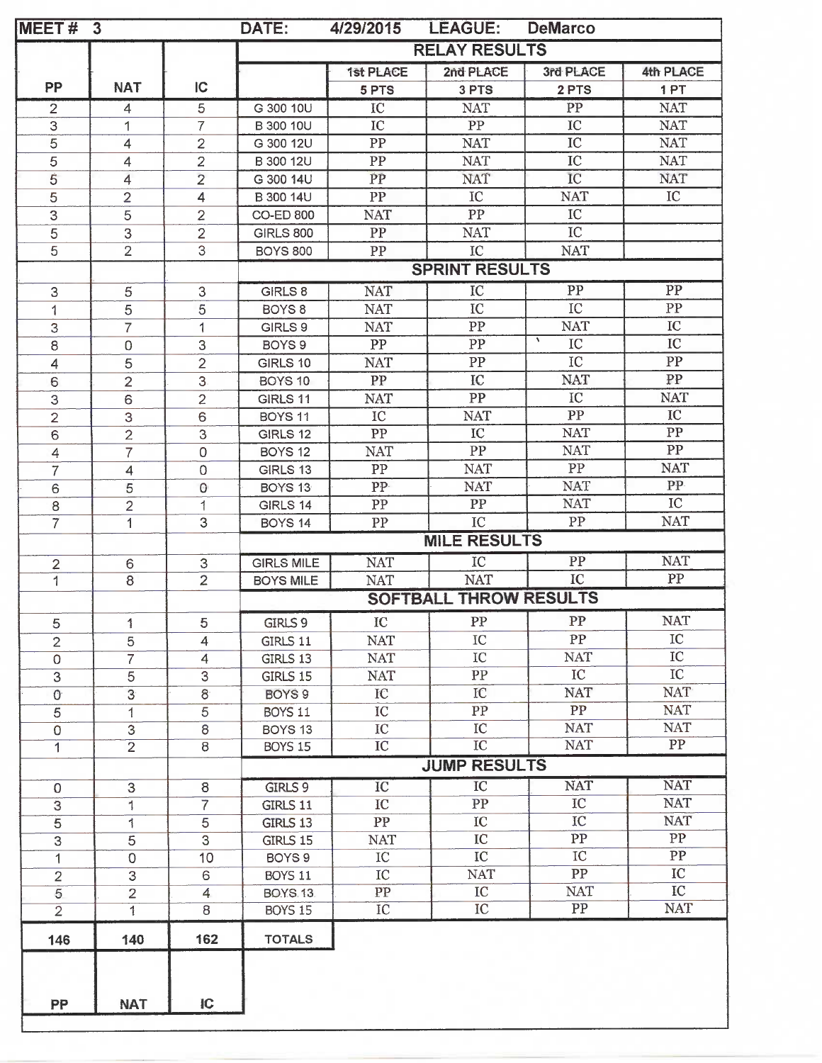| MEET # 3 | | | DATE: 4/29/2015 | LEAGUE: DeMarco | | | |
|---|---|---|---|---|---|---|---|
| | | | **RELAY RESULTS** | | | | |
| PP | NAT | IC | | 1st PLACE 5 PTS | 2nd PLACE 3 PTS | 3rd PLACE 2 PTS | 4th PLACE 1 PT |
| 2 | 4 | 5 | G 300 10U | IC | NAT | PP | NAT |
| 3 | 1 | 7 | B 300 10U | IC | PP | IC | NAT |
| 5 | 4 | 2 | G 300 12U | PP | NAT | IC | NAT |
| 5 | 4 | 2 | B 300 12U | PP | NAT | IC | NAT |
| 5 | 4 | 2 | G 300 14U | PP | NAT | IC | NAT |
| 5 | 2 | 4 | B 300 14U | PP | IC | NAT | IC |
| 3 | 5 | 2 | CO-ED 800 | NAT | PP | IC | |
| 5 | 3 | 2 | GIRLS 800 | PP | NAT | IC | |
| 5 | 2 | 3 | BOYS 800 | PP | IC | NAT | |
| | | | **SPRINT RESULTS** | | | | |
| 3 | 5 | 3 | GIRLS 8 | NAT | IC | PP | PP |
| 1 | 5 | 5 | BOYS 8 | NAT | IC | IC | PP |
| 3 | 7 | 1 | GIRLS 9 | NAT | PP | NAT | IC |
| 8 | 0 | 3 | BOYS 9 | PP | PP | IC | IC |
| 4 | 5 | 2 | GIRLS 10 | NAT | PP | IC | PP |
| 6 | 2 | 3 | BOYS 10 | PP | IC | NAT | PP |
| 3 | 6 | 2 | GIRLS 11 | NAT | PP | IC | NAT |
| 2 | 3 | 6 | BOYS 11 | IC | NAT | PP | IC |
| 6 | 2 | 3 | GIRLS 12 | PP | IC | NAT | PP |
| 4 | 7 | 0 | BOYS 12 | NAT | PP | NAT | PP |
| 7 | 4 | 0 | GIRLS 13 | PP | NAT | PP | NAT |
| 6 | 5 | 0 | BOYS 13 | PP | NAT | NAT | PP |
| 8 | 2 | 1 | GIRLS 14 | PP | PP | NAT | IC |
| 7 | 1 | 3 | BOYS 14 | PP | IC | PP | NAT |
| | | | **MILE RESULTS** | | | | |
| 2 | 6 | 3 | GIRLS MILE | NAT | IC | PP | NAT |
| 1 | 8 | 2 | BOYS MILE | NAT | NAT | IC | PP |
| | | | **SOFTBALL THROW RESULTS** | | | | |
| 5 | 1 | 5 | GIRLS 9 | IC | PP | PP | NAT |
| 2 | 5 | 4 | GIRLS 11 | NAT | IC | PP | IC |
| 0 | 7 | 4 | GIRLS 13 | NAT | IC | NAT | IC |
| 3 | 5 | 3 | GIRLS 15 | NAT | PP | IC | IC |
| 0 | 3 | 8 | BOYS 9 | IC | IC | NAT | NAT |
| 5 | 1 | 5 | BOYS 11 | IC | PP | PP | NAT |
| 0 | 3 | 8 | BOYS 13 | IC | IC | NAT | NAT |
| 1 | 2 | 8 | BOYS 15 | IC | IC | NAT | PP |
| | | | **JUMP RESULTS** | | | | |
| 0 | 3 | 8 | GIRLS 9 | IC | IC | NAT | NAT |
| 3 | 1 | 7 | GIRLS 11 | IC | PP | IC | NAT |
| 5 | 1 | 5 | GIRLS 13 | PP | IC | IC | NAT |
| 3 | 5 | 3 | GIRLS 15 | NAT | IC | PP | PP |
| 1 | 0 | 10 | BOYS 9 | IC | IC | IC | PP |
| 2 | 3 | 6 | BOYS 11 | IC | NAT | PP | IC |
| 5 | 2 | 4 | BOYS 13 | PP | IC | NAT | IC |
| 2 | 1 | 8 | BOYS 15 | IC | IC | PP | NAT |
| **146** | **140** | **162** | **TOTALS** | | | | |
| **PP** | **NAT** | **IC** | | | | | |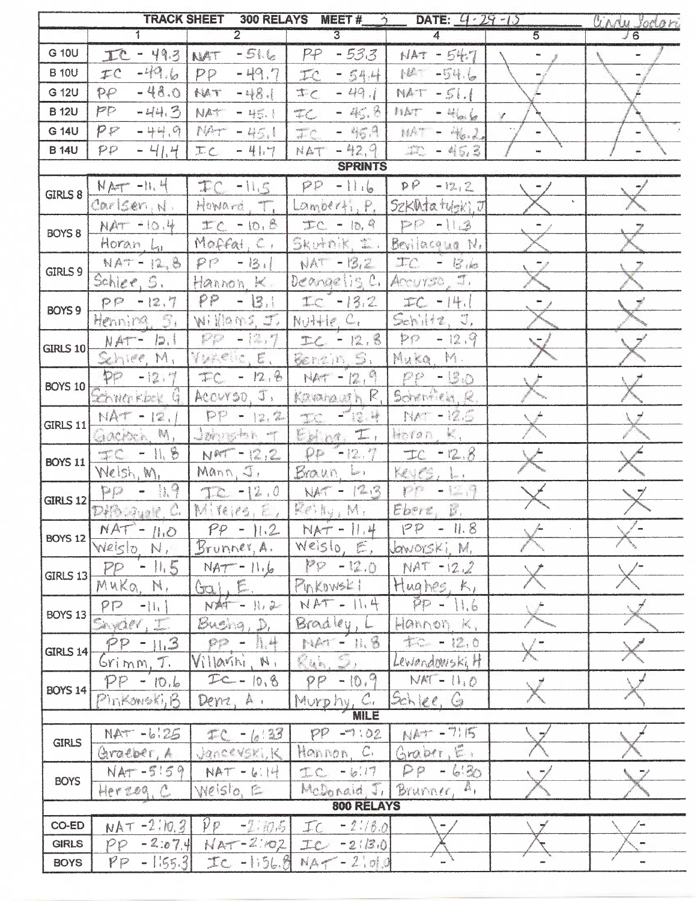| TRACK SHEET 300 RELAYS MEET # 3 DATE: 4-29-15 | | | | | | Cindy Sodari |
|---|---|---|---|---|---|---|
| | 1 | 2 | 3 | 4 | 5 | 6 |
| G 10U | IC - 49.3 | NAT - 51.6 | PP - 53.3 | NAT - 54.7 | - | - |
| B 10U | IC - 49.6 | PP - 49.7 | IC - 54.4 | NAT - 54.6 | - | - |
| G 12U | PP - 48.0 | NAT - 48.1 | IC - 49.1 | NAT - 51.1 | - | - |
| B 12U | PP - 44.3 | NAT - 45.1 | IC - 45.8 | NAT - 46.6 | - | - |
| G 14U | PP - 44.9 | NAT - 45.1 | IC - 45.9 | NAT - 46.2 | - | - |
| B 14U | PP - 41.4 | IC - 41.7 | NAT - 42.9 | IC - 45.3 | - | - |
| **SPRINTS** | | | | | | |
| GIRLS 8 | NAT - 11.4 Carlsen, N. | IC - 11.5 Howard, T. | PP - 11.6 Lamberti, P. | PP - 12.2 Szkidatulski, J. | - | - |
| BOYS 8 | NAT - 10.4 Horan, L. | IC - 10.8 Moffat, C. | IC - 10.9 Skutnik, I. | PP - 11.3 Bevilacqua, N. | - | - |
| GIRLS 9 | NAT - 12.8 Schlee, S. | PP - 13.1 Hannon, K. | NAT - 13.2 Deangelis, C. | IC - 13.6 Accurso, J. | - | - |
| BOYS 9 | PP - 12.7 Henning, S. | PP - 13.1 Williams, J. | IC - 13.2 Nuttle, C. | IC - 14.1 Schiltz, J. | - | - |
| GIRLS 10 | NAT - 12.1 Schlee, M. | PP - 12.7 Yukelic, E. | IC - 12.8 Benzin, S. | PP - 12.9 Muka, M. | - | - |
| BOYS 10 | PP - 12.7 Schwenkbek, G. | IC - 12.8 Accurso, J. | NAT - 12.9 Kavanaugh, R. | PP - 13.0 Schenfield, R. | - | - |
| GIRLS 11 | NAT - 12.1 Gacioch, M. | PP - 12.2 Johnston, T. | IC - 12.4 Ebling, I. | NAT - 12.5 Horan, K. | - | - |
| BOYS 11 | IC - 11.8 Welsh, M. | NAT - 12.2 Mann, J. | PP - 12.7 Braun, L. | IC - 12.8 Keyes, L. | - | - |
| GIRLS 12 | PP - 11.9 DiPasquale, C. | IC - 12.0 Miyeles, E. | NAT - 12.3 Reilly, M. | PP - 12.9 Ebere, B. | - | - |
| BOYS 12 | NAT - 11.0 Weislo, N. | PP - 11.2 Brunner, A. | NAT - 11.4 Weislo, E. | PP - 11.8 Jaworski, M. | - | - |
| GIRLS 13 | PP - 11.5 Muka, N. | NAT - 11.6 Gal, E. | PP - 12.0 Pinkowski | NAT - 12.2 Hughes, K. | - | - |
| BOYS 13 | PP - 11.1 Snyder, I. | NAT - 11.2 Busha, D. | NAT - 11.4 Bradley, L. | PP - 11.6 Hannon, K. | - | - |
| GIRLS 14 | PP - 11.3 Grimm, T. | PP - 11.4 Villarini, N. | NAT - 11.8 Rich, S. | IC - 12.0 Lewandowski, H. | - | - |
| BOYS 14 | PP - 10.6 Pinkowski, B. | IC - 10.8 Denz, A. | PP - 10.9 Murphy, C. | NAT - 11.0 Schlee, G. | - | - |
| **MILE** | | | | | | |
| GIRLS | NAT - 6:25 Graeber, A. | IC - 6:33 Jancevski, K. | PP - 7:02 Hannon, C. | NAT - 7:15 Graber, E. | - | - |
| BOYS | NAT - 5:59 Herzog, C. | NAT - 6:14 Weislo, E. | IC - 6:17 McDonald, J. | PP - 6:30 Brunner, A. | - | - |
| **800 RELAYS** | | | | | | |
| CO-ED | NAT - 2:10.3 | PP - 2:10.5 | IC - 2:18.0 | - | - | - |
| GIRLS | PP - 2:07.4 | NAT - 2:10.2 | IC - 2:13.0 | - | - | - |
| BOYS | PP - 1:55.3 | IC - 1:56.8 | NAT - 2:01.0 | - | - | - |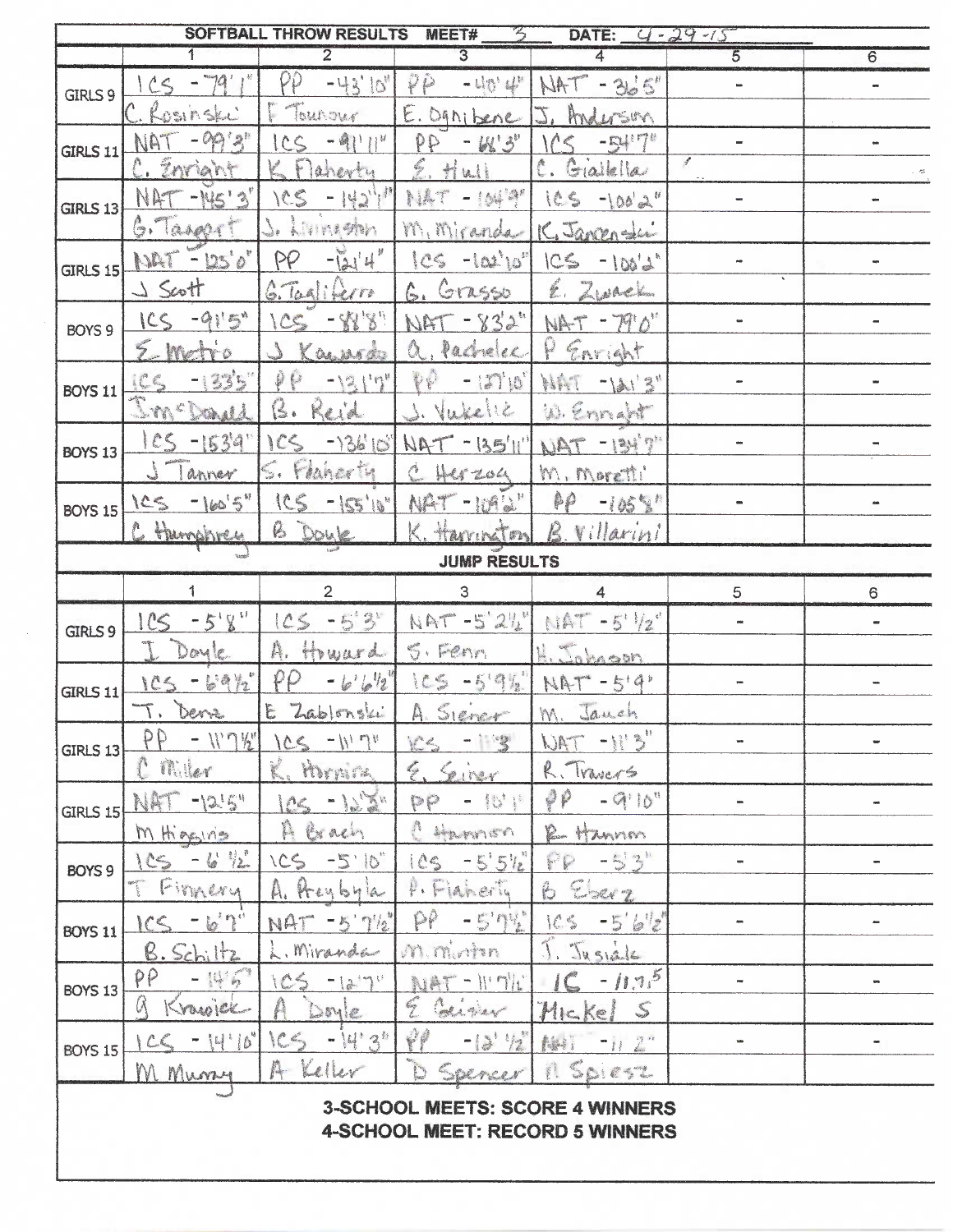## SOFTBALL THROW RESULTS MEET# 3 DATE: 4-29-15

| | 1 | 2 | 3 | 4 | 5 | 6 |
|---|---|---|---|---|---|---|
| GIRLS 9 | ICS - 79'1" | PP - 43'10" | PP - 40'4" | NAT - 36'5" | - | - |
| | C. Rosinski | F Tounour | E. Ognibene | J. Anderson | | |
| GIRLS 11 | NAT - 99'3" | ICS - 91'11" | PP - 68'3" | ICS - 54'7" | - | - |
| | C. Enright | K Flaherty | E. Hull | C. Giallella | | |
| GIRLS 13 | NAT - 145'3" | ICS - 142'1" | NAT - 104'9" | ICS - 100'2" | - | - |
| | G. Taggart | J. Livingston | M. Miranda | K. Jarzenski | | |
| GIRLS 15 | NAT - 123'0" | PP - 121'4" | ICS - 102'10" | ICS - 100'2" | - | - |
| | J Scott | G. Tagliferro | G. Grasso | E. Zwack | | |
| BOYS 9 | ICS - 91'5" | ICS - 88'8" | NAT - 83'2" | NAT - 79'0" | - | - |
| | E. Metro | J Kawardo | A. Pachelec | P Enright | | |
| BOYS 11 | ICS - 133'5" | PP - 131'7" | PP - 127'10" | NAT - 121'3" | - | - |
| | J. McDonald | B. Reid | J. Vukelic | W. Enright | | |
| BOYS 13 | ICS - 153'9" | ICS - 136'10" | NAT - 135'11" | NAT - 134'7" | - | - |
| | J Tanner | S. Flaherty | C Herzog | M. Moretti | | |
| BOYS 15 | ICS - 160'5" | ICS - 155'10" | NAT - 109'2" | PP - 105'8" | - | - |
| | C Humphrey | B Doyle | K. Harrington | B. Villarini | | |

## JUMP RESULTS

| | 1 | 2 | 3 | 4 | 5 | 6 |
|---|---|---|---|---|---|---|
| GIRLS 9 | ICS - 5'8" | ICS - 5'3" | NAT - 5'2½" | NAT - 5'½" | - | - |
| | I Doyle | A. Howard | S. Fenn | H. Johnson | | |
| GIRLS 11 | ICS - 6'9½" | PP - 6'6½" | ICS - 5'9½" | NAT - 5'9" | - | - |
| | T. Denz | E Zablonski | A. Siener | M. Jauch | | |
| GIRLS 13 | PP - 11'7½" | ICS - 11'7" | ICS - 11'3" | NAT - 11'3" | - | - |
| | C Miller | K. Horning | E. Seiner | R. Travers | | |
| GIRLS 15 | NAT - 12'5" | ICS - 12'2" | PP - 10'1" | PP - 9'10" | - | - |
| | M Higgins | A Brach | C Hannon | R Hannon | | |
| BOYS 9 | ICS - 6'½" | ICS - 5'10" | ICS - 5'5½" | PP - 5'3" | - | - |
| | T Finnery | A. Przybyla | P. Flaherty | B Eberz | | |
| BOYS 11 | ICS - 6'7" | NAT - 5'7½" | PP - 5'7½" | ICS - 5'6½" | - | - |
| | B. Schiltz | L. Miranda | M. Minton | J. Jusiak | | |
| BOYS 13 | PP - 14'5" | ICS - 12'7" | NAT - 11'7½" | IC - 11.7.5 | - | - |
| | G Krawiek | A Doyle | E Geisler | Mickel S | | |
| BOYS 15 | ICS - 14'10" | ICS - 14'3" | PP - 12'½" | NAT - 11'2" | - | - |
| | M Murray | A Keller | D Spencer | M Spiesz | | |

**3-SCHOOL MEETS: SCORE 4 WINNERS**

**4-SCHOOL MEET: RECORD 5 WINNERS**